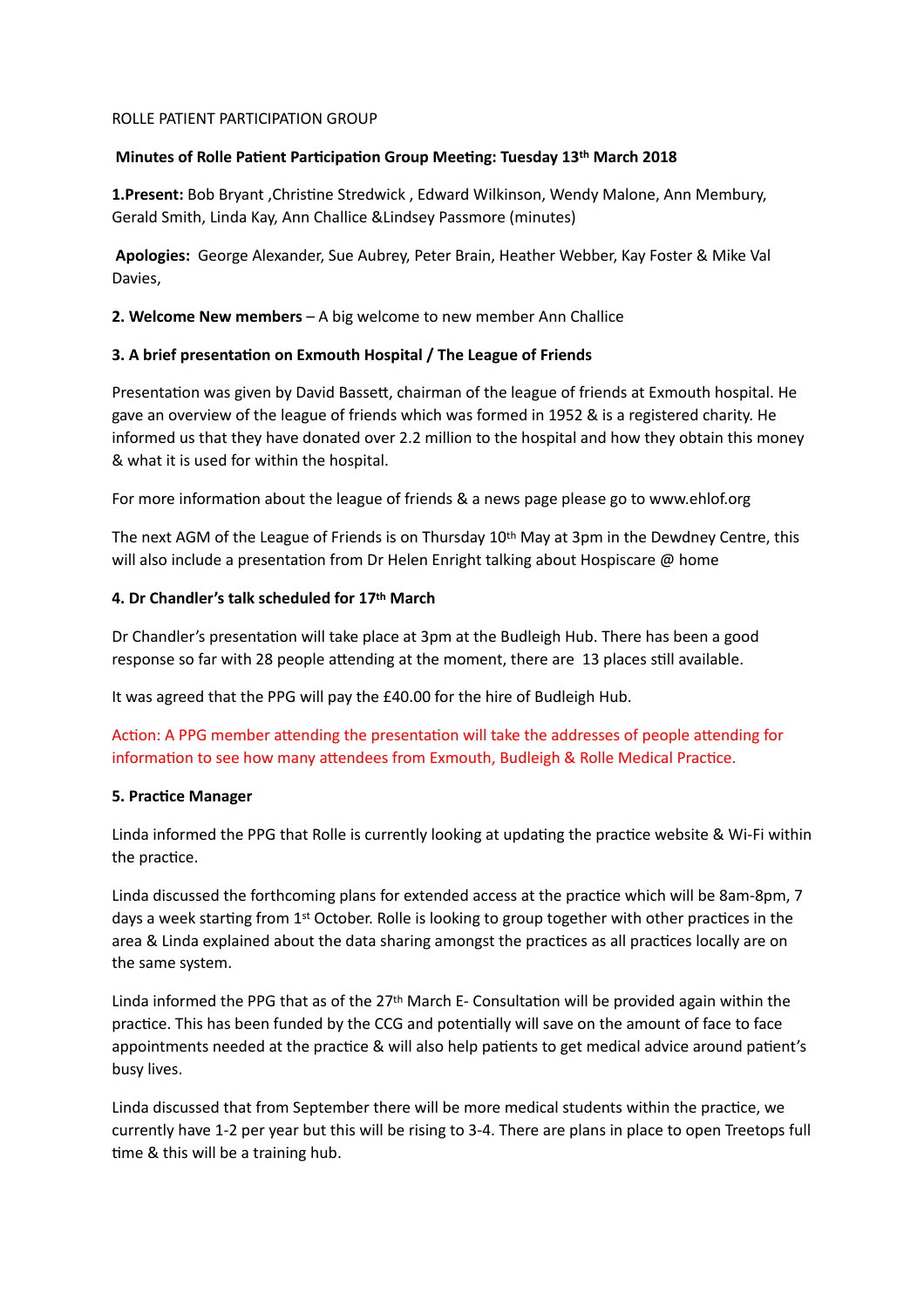ROLLE PATIENT PARTICIPATION GROUP

**Minutes of Rolle Patient Participation Group Meeting: Tuesday 13th March 2018**

**1.Present:** Bob Bryant ,Christine Stredwick , Edward Wilkinson, Wendy Malone, Ann Membury, Gerald Smith, Linda Kay, Ann Challice &Lindsey Passmore (minutes)

**Apologies:** George Alexander, Sue Aubrey, Peter Brain, Heather Webber, Kay Foster & Mike Val Davies,

**2. Welcome New members** – A big welcome to new member Ann Challice

**3. A brief presentation on Exmouth Hospital / The League of Friends**

Presentation was given by David Bassett, chairman of the league of friends at Exmouth hospital. He gave an overview of the league of friends which was formed in 1952 & is a registered charity. He informed us that they have donated over 2.2 million to the hospital and how they obtain this money & what it is used for within the hospital.

For more information about the league of friends & a news page please go to www.ehlof.org

The next AGM of the League of Friends is on Thursday 10th May at 3pm in the Dewdney Centre, this will also include a presentation from Dr Helen Enright talking about Hospiscare @ home

**4. Dr Chandler's talk scheduled for 17th March**

Dr Chandler's presentation will take place at 3pm at the Budleigh Hub. There has been a good response so far with 28 people attending at the moment, there are 13 places still available.

It was agreed that the PPG will pay the £40.00 for the hire of Budleigh Hub.

Action: A PPG member attending the presentation will take the addresses of people attending for information to see how many attendees from Exmouth, Budleigh & Rolle Medical Practice.

**5. Practice Manager**

Linda informed the PPG that Rolle is currently looking at updating the practice website & Wi-Fi within the practice.

Linda discussed the forthcoming plans for extended access at the practice which will be 8am-8pm, 7 days a week starting from 1st October. Rolle is looking to group together with other practices in the area & Linda explained about the data sharing amongst the practices as all practices locally are on the same system.

Linda informed the PPG that as of the 27th March E- Consultation will be provided again within the practice. This has been funded by the CCG and potentially will save on the amount of face to face appointments needed at the practice & will also help patients to get medical advice around patient's busy lives.

Linda discussed that from September there will be more medical students within the practice, we currently have 1-2 per year but this will be rising to 3-4. There are plans in place to open Treetops full time & this will be a training hub.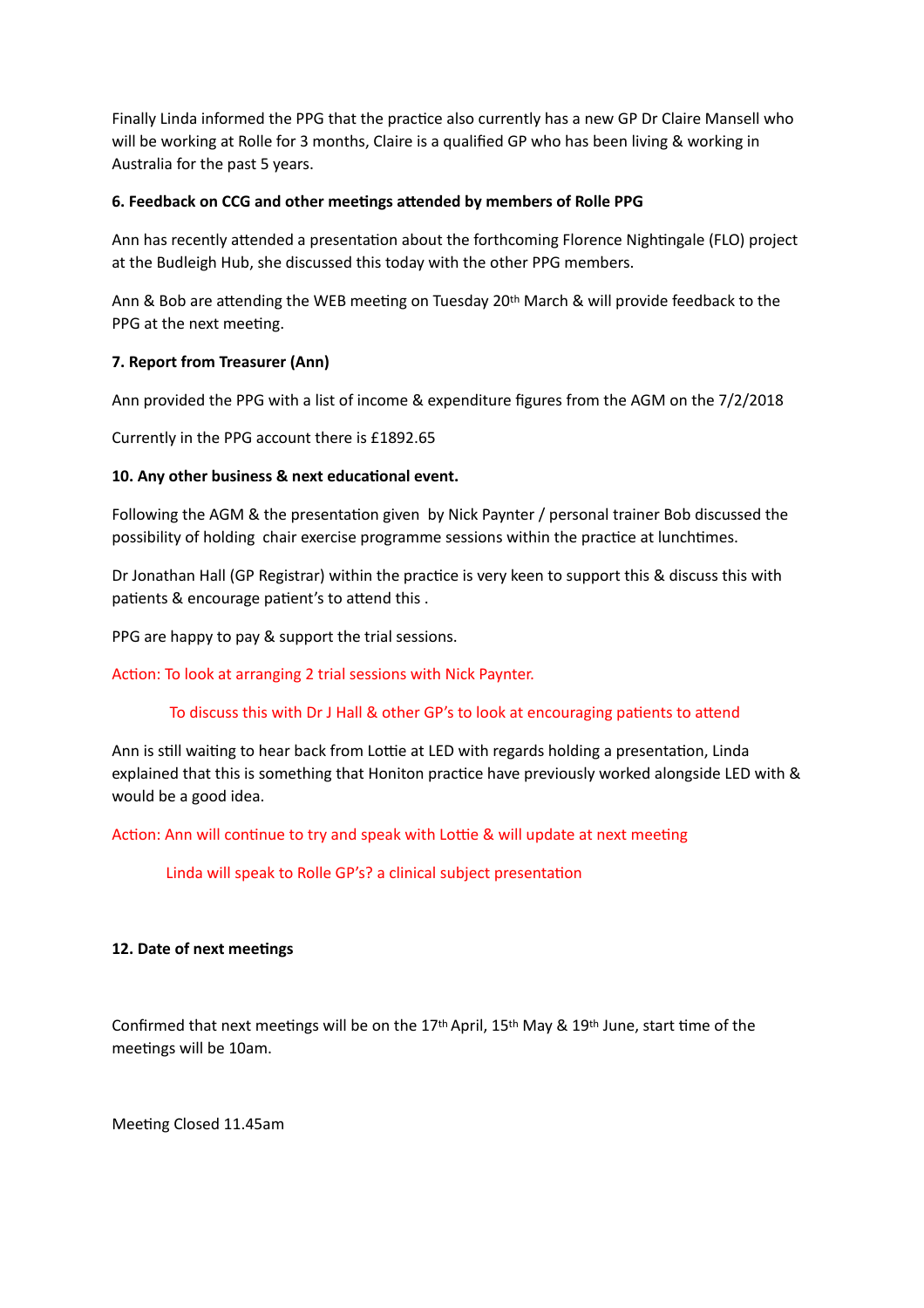Finally Linda informed the PPG that the practice also currently has a new GP Dr Claire Mansell who will be working at Rolle for 3 months, Claire is a qualified GP who has been living & working in Australia for the past 5 years.

**6. Feedback on CCG and other meetings attended by members of Rolle PPG**

Ann has recently attended a presentation about the forthcoming Florence Nightingale (FLO) project at the Budleigh Hub, she discussed this today with the other PPG members.

Ann & Bob are attending the WEB meeting on Tuesday 20th March & will provide feedback to the PPG at the next meeting.

**7. Report from Treasurer (Ann)**

Ann provided the PPG with a list of income & expenditure figures from the AGM on the 7/2/2018

Currently in the PPG account there is £1892.65

**10. Any other business & next educational event.**

Following the AGM & the presentation given by Nick Paynter / personal trainer Bob discussed the possibility of holding chair exercise programme sessions within the practice at lunchtimes.

Dr Jonathan Hall (GP Registrar) within the practice is very keen to support this & discuss this with patients & encourage patient's to attend this .

PPG are happy to pay & support the trial sessions.

Action: To look at arranging 2 trial sessions with Nick Paynter.

To discuss this with Dr J Hall & other GP's to look at encouraging patients to attend

Ann is still waiting to hear back from Lottie at LED with regards holding a presentation, Linda explained that this is something that Honiton practice have previously worked alongside LED with & would be a good idea.

Action: Ann will continue to try and speak with Lottie & will update at next meeting

Linda will speak to Rolle GP's? a clinical subject presentation

**12. Date of next meetings**

Confirmed that next meetings will be on the 17th April, 15th May & 19th June, start time of the meetings will be 10am.

Meeting Closed 11.45am